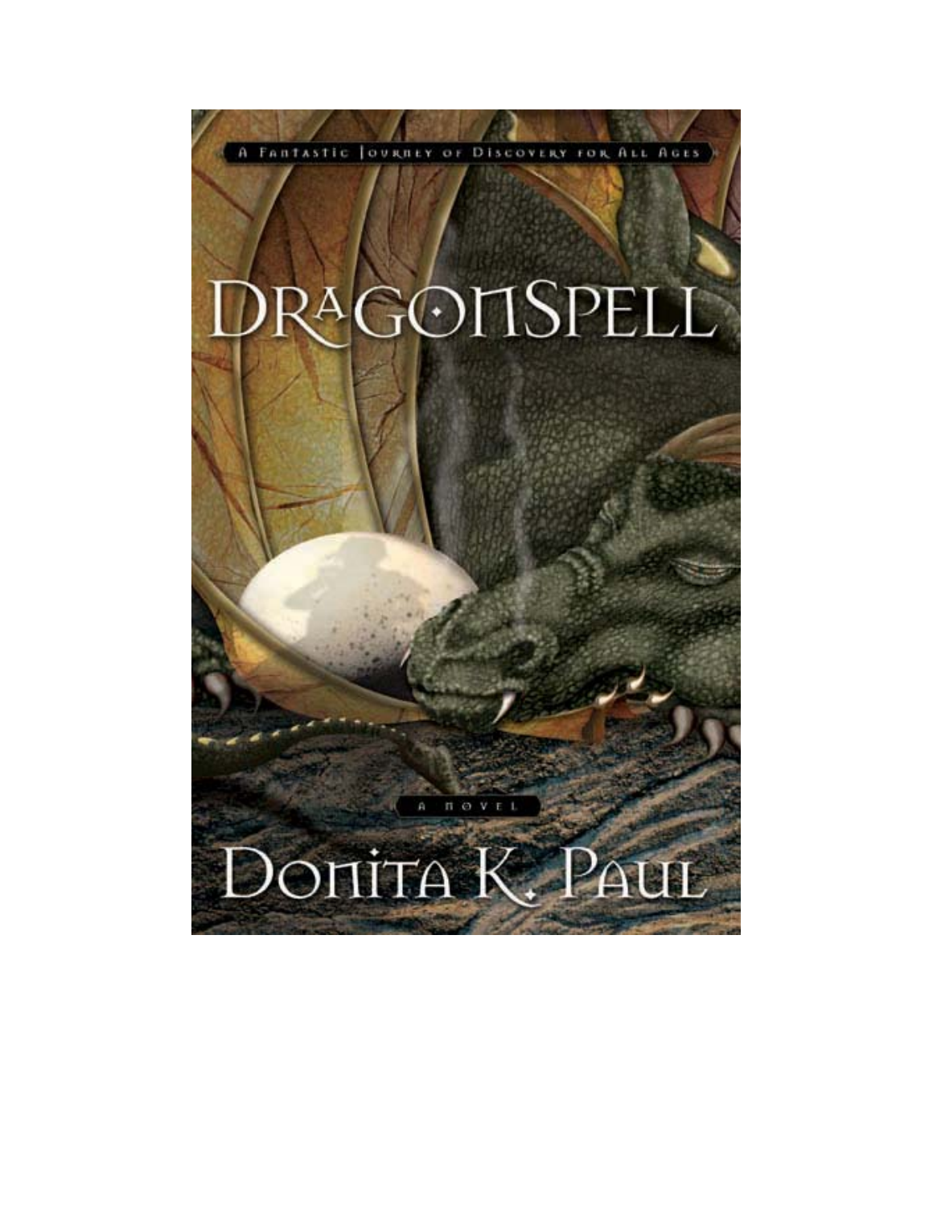A Fantastic Journey of Discovery for All Ages

# DragonSpell

A Novel

Donita K. Paul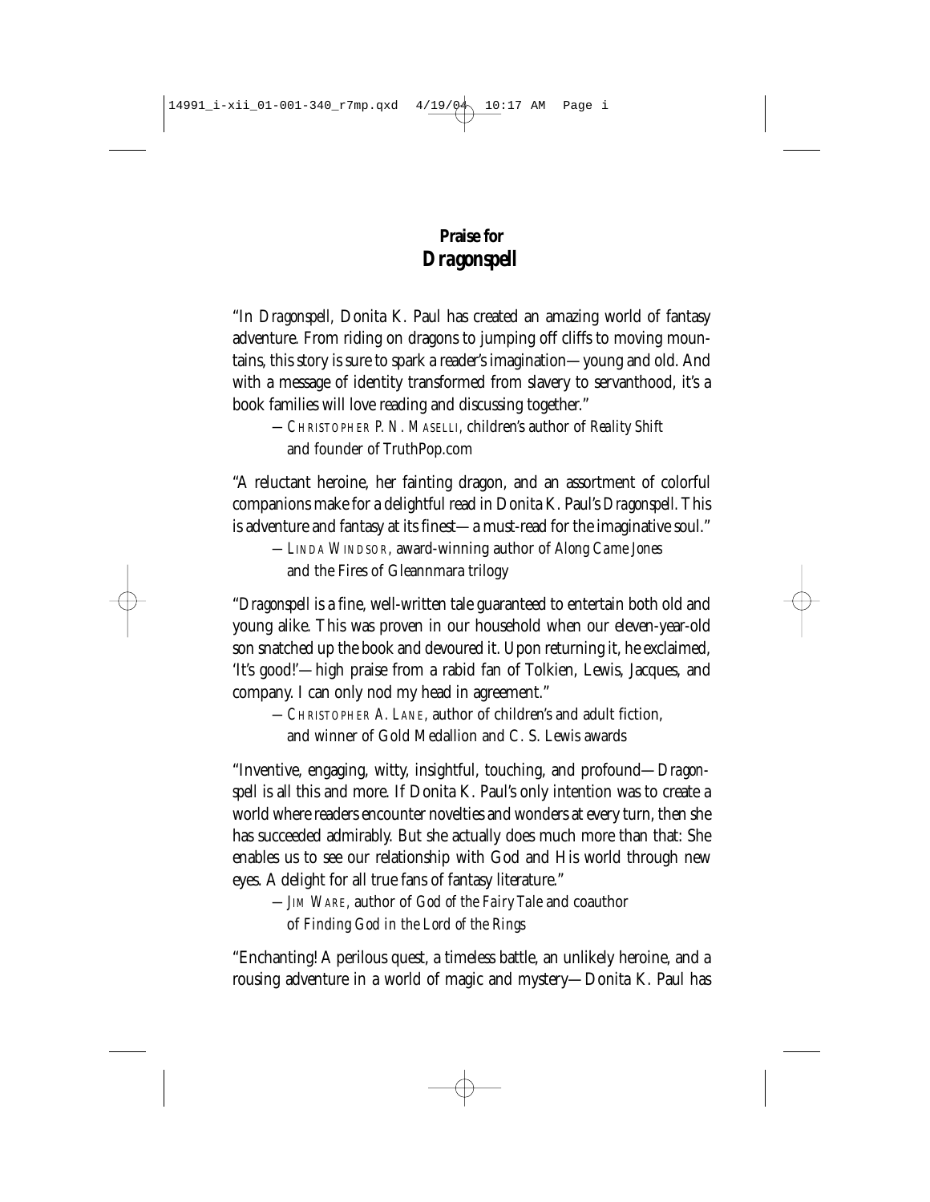## Praise for *Dragonspell*

"In *Dragonspell,* Donita K. Paul has created an amazing world of fantasy adventure. From riding on dragons to jumping off cliffs to moving mountains, this story is sure to spark a reader's imagination—young and old. And with a message of identity transformed from slavery to servanthood, it's a book families will love reading and discussing together."

—CHRISTOPHER P. N. MASELLI, children's author of *Reality Shift* and founder of TruthPop.com

"A reluctant heroine, her fainting dragon, and an assortment of colorful companions make for a delightful read in Donita K. Paul's *Dragonspell.* This is adventure and fantasy at its finest—a must-read for the imaginative soul."

—LINDA WINDSOR, award-winning author of *Along Came Jones* and the Fires of Gleannmara trilogy

"*Dragonspell* is a fine, well-written tale guaranteed to entertain both old and young alike. This was proven in our household when our eleven-year-old son snatched up the book and devoured it. Upon returning it, he exclaimed, 'It's good!'—high praise from a rabid fan of Tolkien, Lewis, Jacques, and company. I can only nod my head in agreement."

—CHRISTOPHER A. LANE, author of children's and adult fiction, and winner of Gold Medallion and C. S. Lewis awards

"Inventive, engaging, witty, insightful, touching, and profound—*Dragonspell* is all this and more. If Donita K. Paul's only intention was to create a world where readers encounter novelties and wonders at every turn, then she has succeeded admirably. But she actually does much more than that: She enables us to see our relationship with God and His world through new eyes. A delight for all true fans of fantasy literature."

—JIM WARE, author of *God of the Fairy Tale* and coauthor of *Finding God in the Lord of the Rings*

"Enchanting! A perilous quest, a timeless battle, an unlikely heroine, and a rousing adventure in a world of magic and mystery—Donita K. Paul has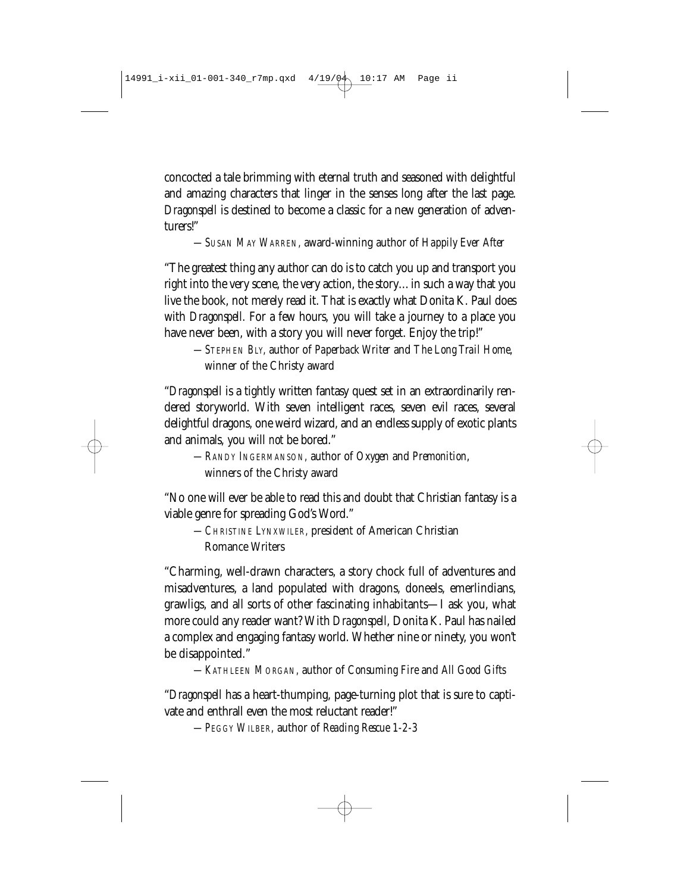concocted a tale brimming with eternal truth and seasoned with delightful and amazing characters that linger in the senses long after the last page. *Dragonspell* is destined to become a classic for a new generation of adventurers!"

—SUSAN MAY WARREN, award-winning author of *Happily Ever After*

"The greatest thing any author can do is to catch you up and transport you right into the very scene, the very action, the story…in such a way that you live the book, not merely read it. That is exactly what Donita K. Paul does with *Dragonspell*. For a few hours, you will take a journey to a place you have never been, with a story you will never forget. Enjoy the trip!"

—STEPHEN BLY, author of *Paperback Writer* and *The Long Trail Home*, winner of the Christy award

"*Dragonspell* is a tightly written fantasy quest set in an extraordinarily rendered storyworld. With seven intelligent races, seven evil races, several delightful dragons, one weird wizard, and an endless supply of exotic plants and animals, you will *not* be bored."

—RANDY INGERMANSON, author of *Oxygen* and *Premonition*, winners of the Christy award

"No one will ever be able to read this and doubt that Christian fantasy is a viable genre for spreading God's Word."

—CHRISTINE LYNXWILER, president of American Christian Romance Writers

"Charming, well-drawn characters, a story chock full of adventures and misadventures, a land populated with dragons, doneels, emerlindians, grawligs, and all sorts of other fascinating inhabitants—I ask you, what more could any reader want? With *Dragonspell*, Donita K. Paul has nailed a complex and engaging fantasy world. Whether nine or ninety, you won't be disappointed."

—KATHLEEN MORGAN, author of *Consuming Fire* and *All Good Gifts*

"*Dragonspell* has a heart-thumping, page-turning plot that is sure to captivate and enthrall even the most reluctant reader!"

—PEGGY WILBER, author of *Reading Rescue 1-2-3*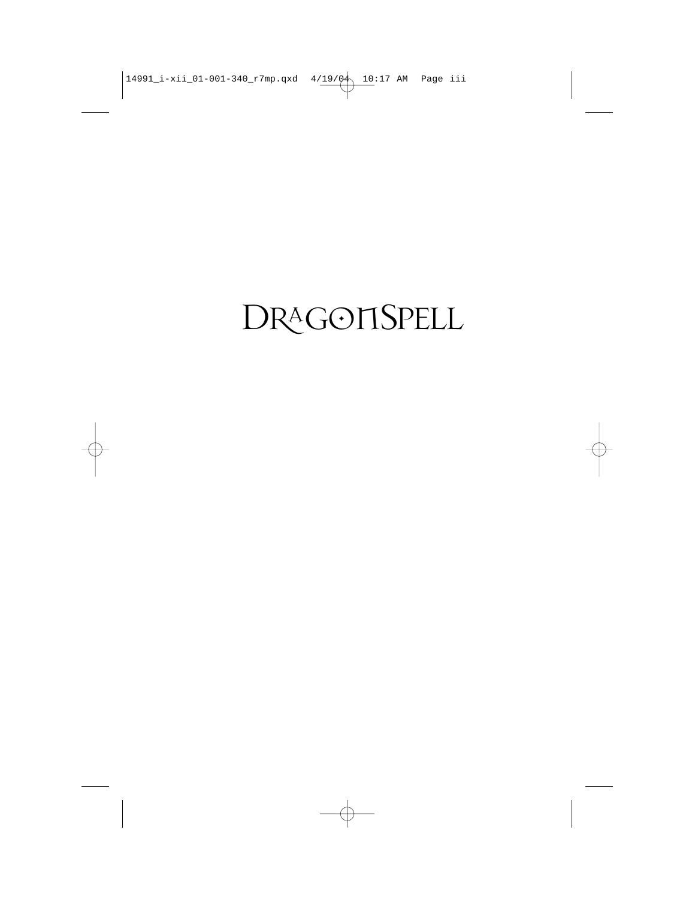# DragonSpell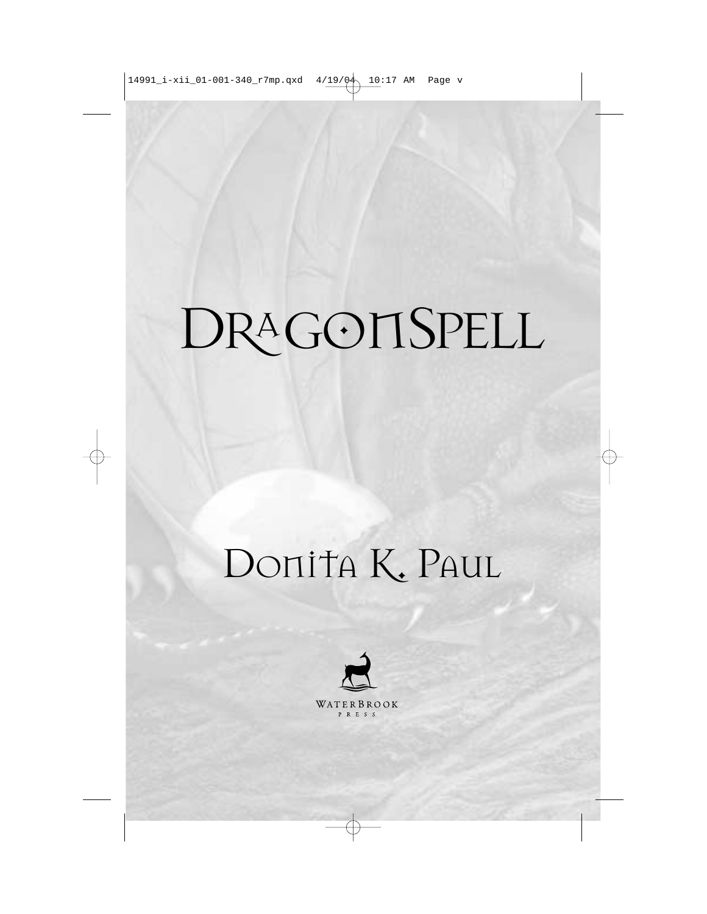# DragonSpell

## Donita K. Paul

WaterBrook Press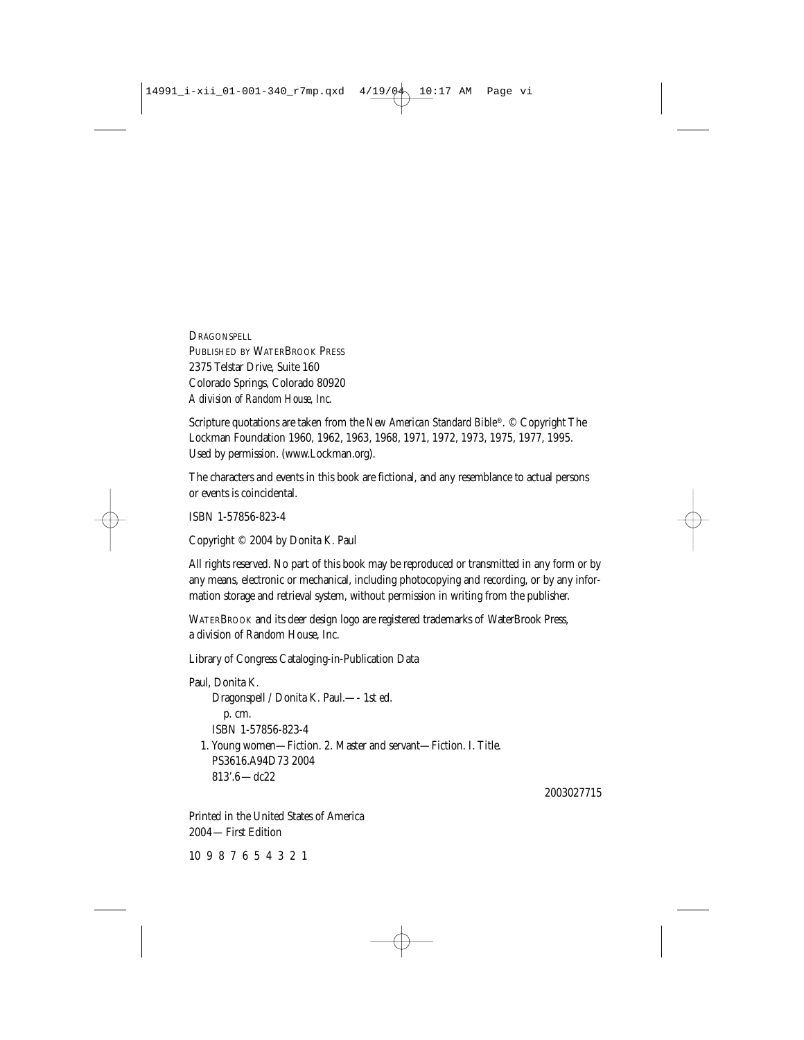Dragonspell
Published by WaterBrook Press
2375 Telstar Drive, Suite 160
Colorado Springs, Colorado 80920
*A division of Random House, Inc.*

Scripture quotations are taken from the *New American Standard Bible®*. © Copyright The Lockman Foundation 1960, 1962, 1963, 1968, 1971, 1972, 1973, 1975, 1977, 1995. Used by permission. (www.Lockman.org).

The characters and events in this book are fictional, and any resemblance to actual persons or events is coincidental.

ISBN 1-57856-823-4

Copyright © 2004 by Donita K. Paul

All rights reserved. No part of this book may be reproduced or transmitted in any form or by any means, electronic or mechanical, including photocopying and recording, or by any information storage and retrieval system, without permission in writing from the publisher.

WaterBrook and its deer design logo are registered trademarks of WaterBrook Press, a division of Random House, Inc.

Library of Congress Cataloging-in-Publication Data

Paul, Donita K.
Dragonspell / Donita K. Paul.—- 1st ed.
p. cm.
ISBN 1-57856-823-4
1. Young women—Fiction. 2. Master and servant—Fiction. I. Title.
PS3616.A94D73 2004
813'.6—dc22

2003027715

Printed in the United States of America
2004—First Edition

10 9 8 7 6 5 4 3 2 1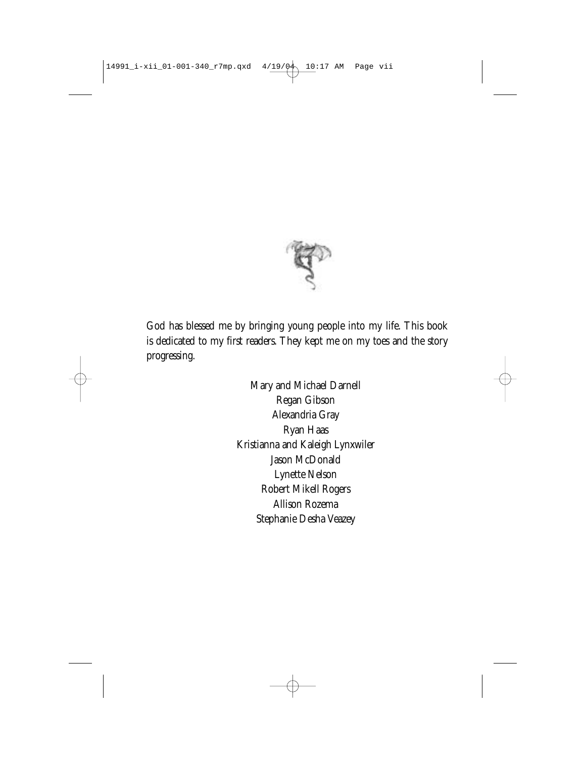God has blessed me by bringing young people into my life. This book is dedicated to my first readers. They kept me on my toes and the story progressing.

Mary and Michael Darnell
Regan Gibson
Alexandria Gray
Ryan Haas
Kristianna and Kaleigh Lynxwiler
Jason McDonald
Lynette Nelson
Robert Mikell Rogers
Allison Rozema
Stephanie Desha Veazey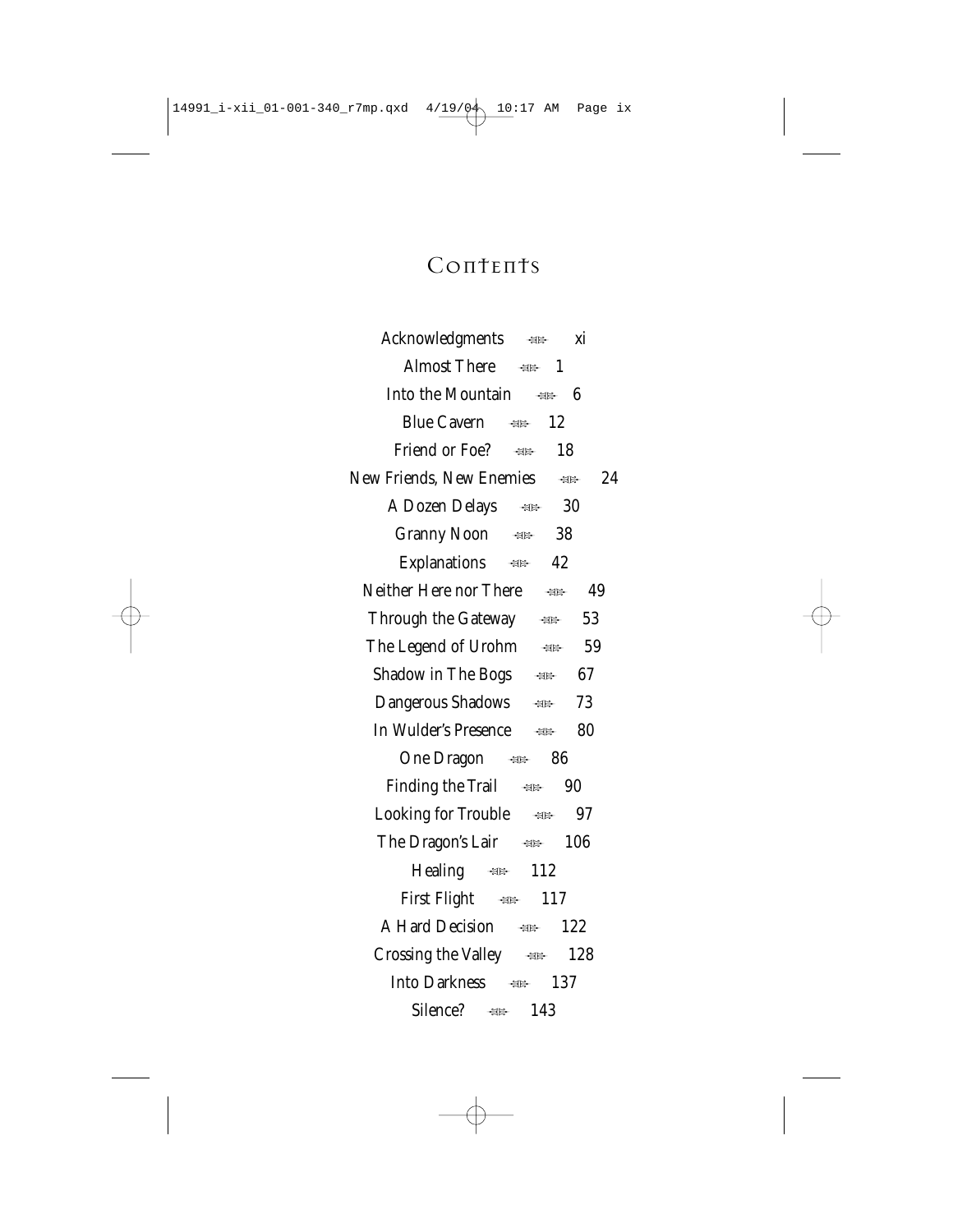# Contents

Acknowledgments xi

Almost There 1

Into the Mountain 6

Blue Cavern 12

Friend or Foe? 18

New Friends, New Enemies 24

A Dozen Delays 30

Granny Noon 38

Explanations 42

Neither Here nor There 49

Through the Gateway 53

The Legend of Urohm 59

Shadow in The Bogs 67

Dangerous Shadows 73

In Wulder's Presence 80

One Dragon 86

Finding the Trail 90

Looking for Trouble 97

The Dragon's Lair 106

Healing 112

First Flight 117

A Hard Decision 122

Crossing the Valley 128

Into Darkness 137

Silence? 143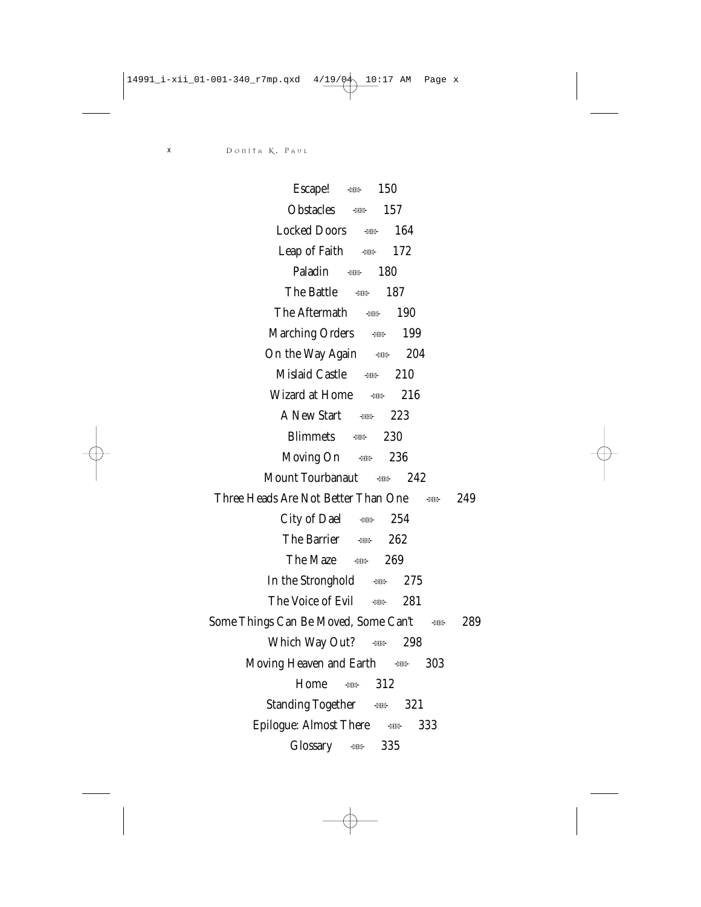Escape! ⇹ 150

Obstacles ⇹ 157

Locked Doors ⇹ 164

Leap of Faith ⇹ 172

Paladin ⇹ 180

The Battle ⇹ 187

The Aftermath ⇹ 190

Marching Orders ⇹ 199

On the Way Again ⇹ 204

Mislaid Castle ⇹ 210

Wizard at Home ⇹ 216

A New Start ⇹ 223

Blimmets ⇹ 230

Moving On ⇹ 236

Mount Tourbanaut ⇹ 242

Three Heads Are Not Better Than One ⇹ 249

City of Dael ⇹ 254

The Barrier ⇹ 262

The Maze ⇹ 269

In the Stronghold ⇹ 275

The Voice of Evil ⇹ 281

Some Things Can Be Moved, Some Can't ⇹ 289

Which Way Out? ⇹ 298

Moving Heaven and Earth ⇹ 303

Home ⇹ 312

Standing Together ⇹ 321

Epilogue: Almost There ⇹ 333

Glossary ⇹ 335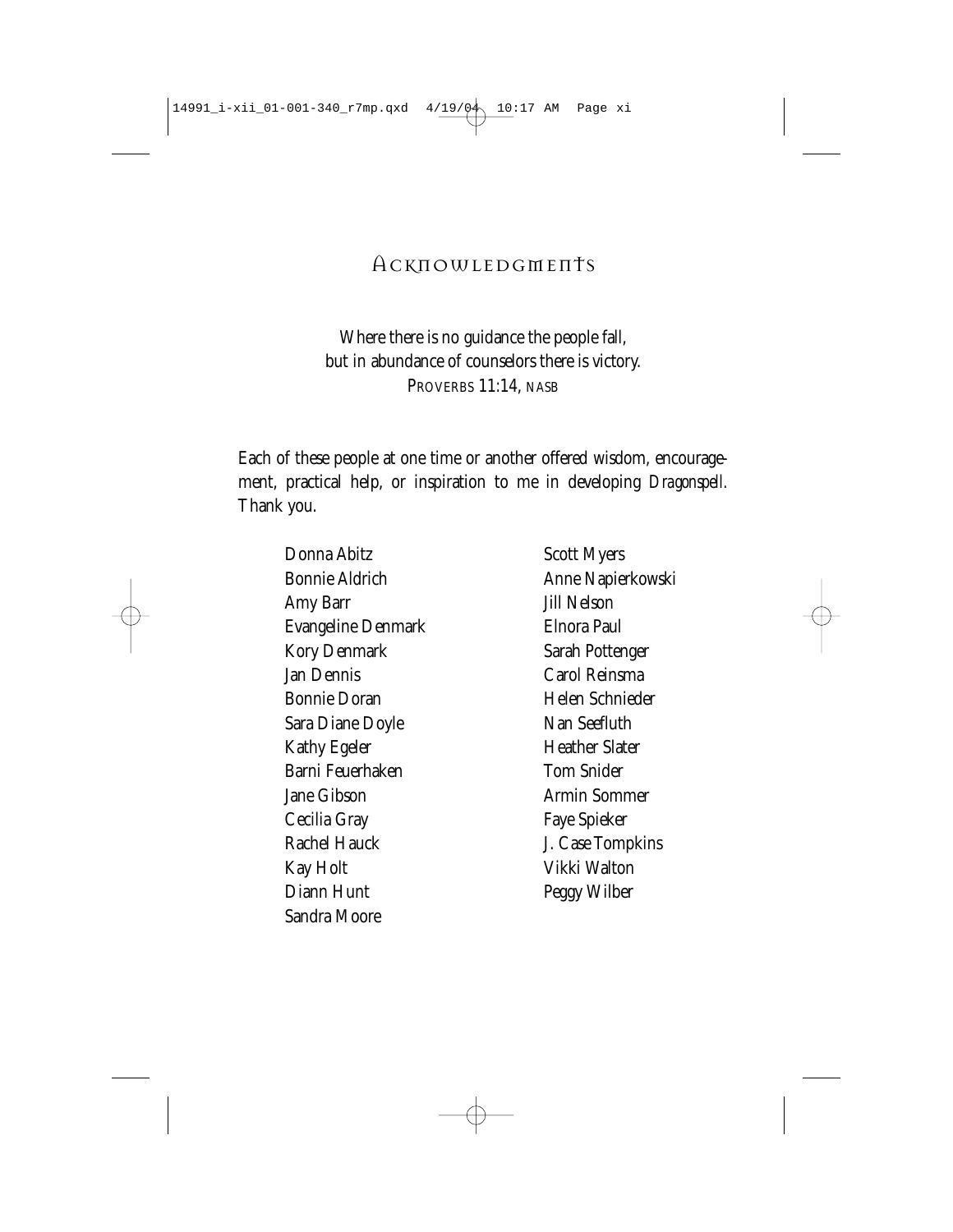# Acknowledgments

Where there is no guidance the people fall,  
but in abundance of counselors there is victory.  
PROVERBS 11:14, NASB

Each of these people at one time or another offered wisdom, encouragement, practical help, or inspiration to me in developing *Dragonspell*. Thank you.

Donna Abitz  
Bonnie Aldrich  
Amy Barr  
Evangeline Denmark  
Kory Denmark  
Jan Dennis  
Bonnie Doran  
Sara Diane Doyle  
Kathy Egeler  
Barni Feuerhaken  
Jane Gibson  
Cecilia Gray  
Rachel Hauck  
Kay Holt  
Diann Hunt  
Sandra Moore  
Scott Myers  
Anne Napierkowski  
Jill Nelson  
Elnora Paul  
Sarah Pottenger  
Carol Reinsma  
Helen Schnieder  
Nan Seefluth  
Heather Slater  
Tom Snider  
Armin Sommer  
Faye Spieker  
J. Case Tompkins  
Vikki Walton  
Peggy Wilber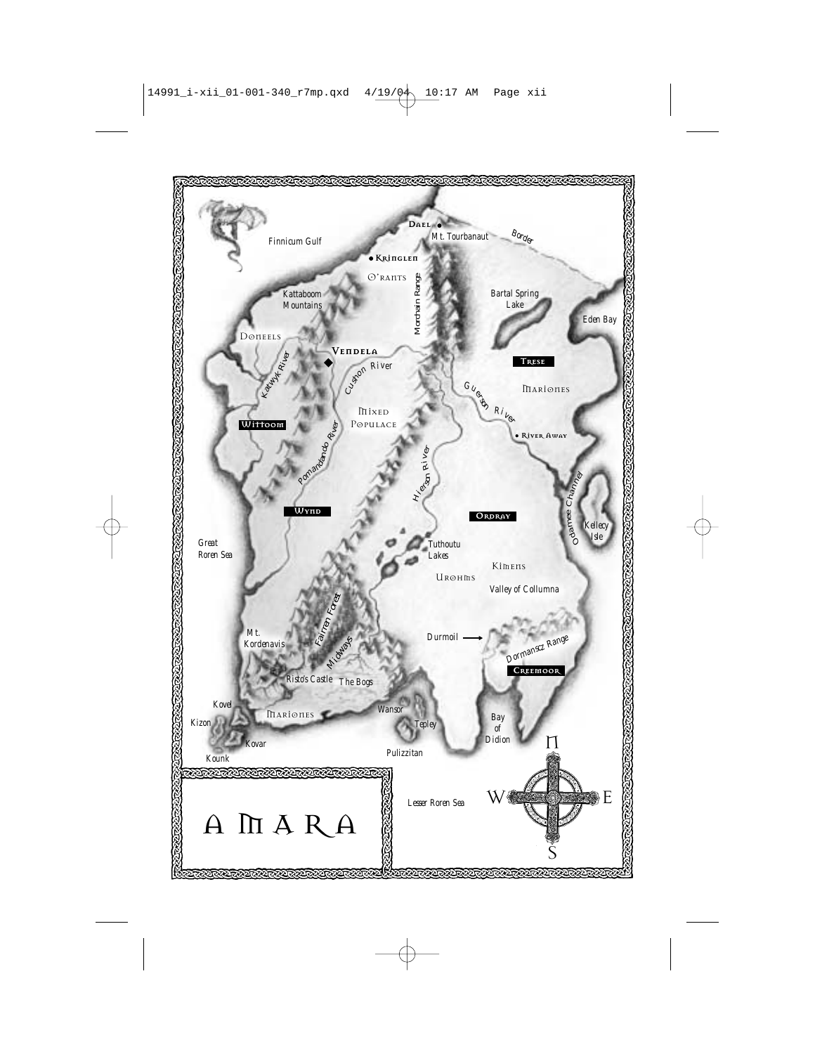AMARA

Finnicum Gulf

Dael

Mt. Tourbanaut

Border

Kringlen

O'rants

Mordhain Range

Kattaboom Mountains

Bartal Spring Lake

Eden Bay

Doneels

Vendela

Katwyk River

Cushon River

Trese

Guerson River

Mariones

Mixed Populace

Wittoom

Pomandando River

River Away

Hierson River

Odamee Channel

Kellecy Isle

Wynd

Ordray

Great Roren Sea

Tuthoutu Lakes

Kimens

Urohms

Valley of Collumna

Fairren Forest

Mt. Kordenavis

Midways

Durmoil

Dormanscz Range

Risto's Castle

The Bogs

Creemoor

Kovel

Kizon

Mariones

Wansor

Tepley

Bay of Didion

Kovar

Kounk

Pulizzitan

Lesser Roren Sea

N

W

E

S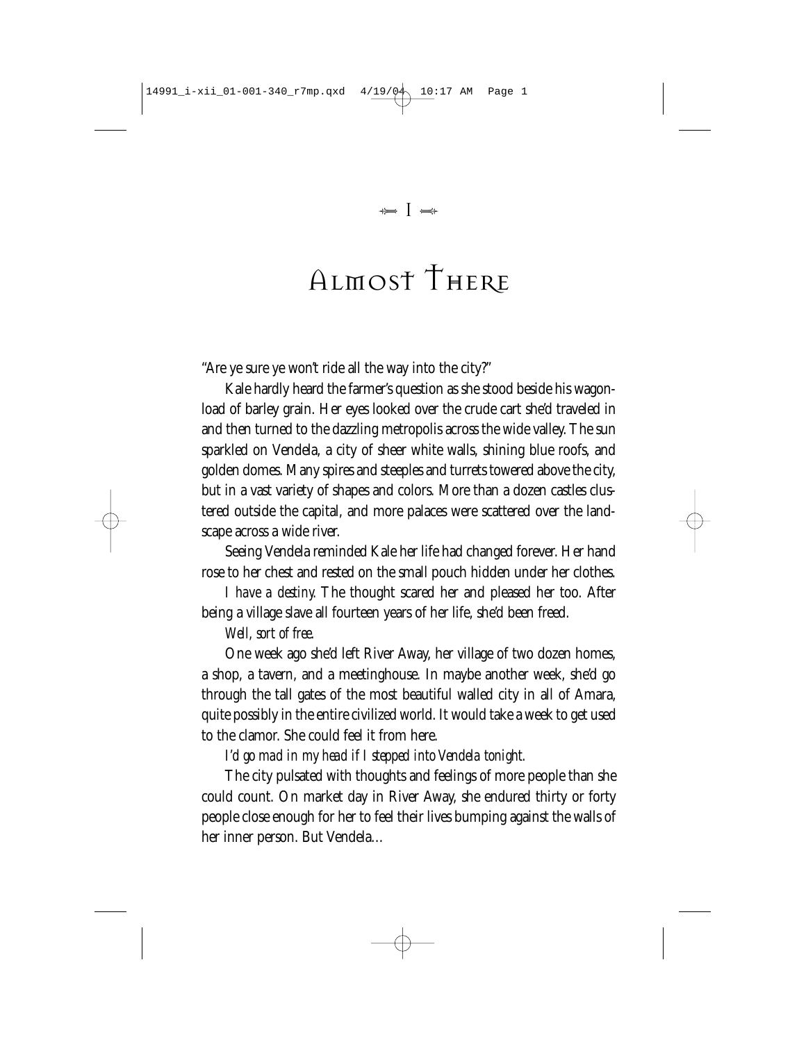# I

# Almost There

"Are ye sure ye won't ride all the way into the city?"

Kale hardly heard the farmer's question as she stood beside his wagonload of barley grain. Her eyes looked over the crude cart she'd traveled in and then turned to the dazzling metropolis across the wide valley. The sun sparkled on Vendela, a city of sheer white walls, shining blue roofs, and golden domes. Many spires and steeples and turrets towered above the city, but in a vast variety of shapes and colors. More than a dozen castles clustered outside the capital, and more palaces were scattered over the landscape across a wide river.

Seeing Vendela reminded Kale her life had changed forever. Her hand rose to her chest and rested on the small pouch hidden under her clothes.

*I have a destiny.* The thought scared her and pleased her too. After being a village slave all fourteen years of her life, she'd been freed.

*Well, sort of free.*

One week ago she'd left River Away, her village of two dozen homes, a shop, a tavern, and a meetinghouse. In maybe another week, she'd go through the tall gates of the most beautiful walled city in all of Amara, quite possibly in the entire civilized world. It would take a week to get used to the clamor. She could feel it from here.

*I'd go mad in my head if I stepped into Vendela tonight.*

The city pulsated with thoughts and feelings of more people than she could count. On market day in River Away, she endured thirty or forty people close enough for her to feel their lives bumping against the walls of her inner person. But Vendela…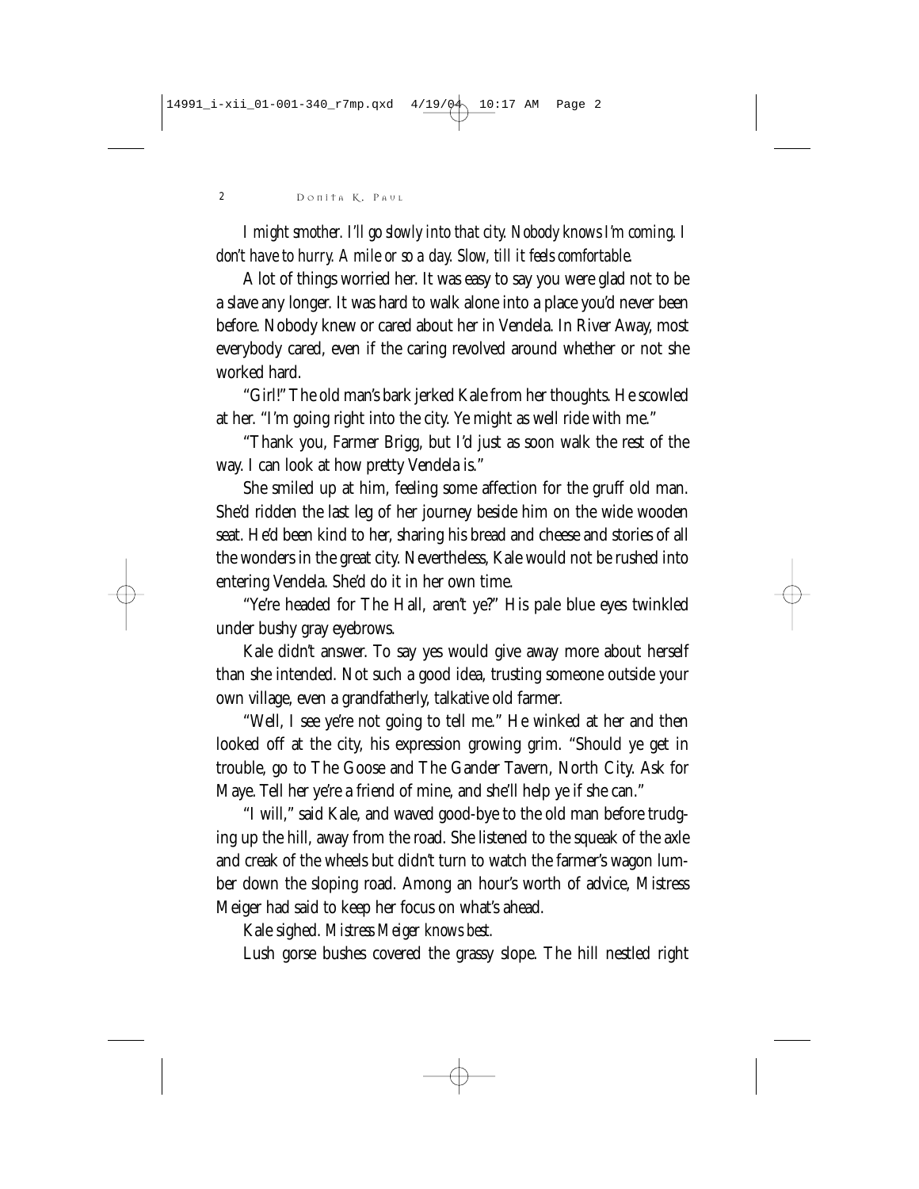*I might smother. I'll go slowly into that city. Nobody knows I'm coming. I don't have to hurry. A mile or so a day. Slow, till it feels comfortable.*

A lot of things worried her. It was easy to say you were glad not to be a slave any longer. It was hard to walk alone into a place you'd never been before. Nobody knew or cared about her in Vendela. In River Away, most everybody cared, even if the caring revolved around whether or not she worked hard.

"Girl!" The old man's bark jerked Kale from her thoughts. He scowled at her. "I'm going right into the city. Ye might as well ride with me."

"Thank you, Farmer Brigg, but I'd just as soon walk the rest of the way. I can look at how pretty Vendela is."

She smiled up at him, feeling some affection for the gruff old man. She'd ridden the last leg of her journey beside him on the wide wooden seat. He'd been kind to her, sharing his bread and cheese and stories of all the wonders in the great city. Nevertheless, Kale would not be rushed into entering Vendela. She'd do it in her own time.

"Ye're headed for The Hall, aren't ye?" His pale blue eyes twinkled under bushy gray eyebrows.

Kale didn't answer. To say yes would give away more about herself than she intended. Not such a good idea, trusting someone outside your own village, even a grandfatherly, talkative old farmer.

"Well, I see ye're not going to tell me." He winked at her and then looked off at the city, his expression growing grim. "Should ye get in trouble, go to The Goose and The Gander Tavern, North City. Ask for Maye. Tell her ye're a friend of mine, and she'll help ye if she can."

"I will," said Kale, and waved good-bye to the old man before trudging up the hill, away from the road. She listened to the squeak of the axle and creak of the wheels but didn't turn to watch the farmer's wagon lumber down the sloping road. Among an hour's worth of advice, Mistress Meiger had said to keep her focus on what's ahead.

Kale sighed. *Mistress Meiger knows best.*

Lush gorse bushes covered the grassy slope. The hill nestled right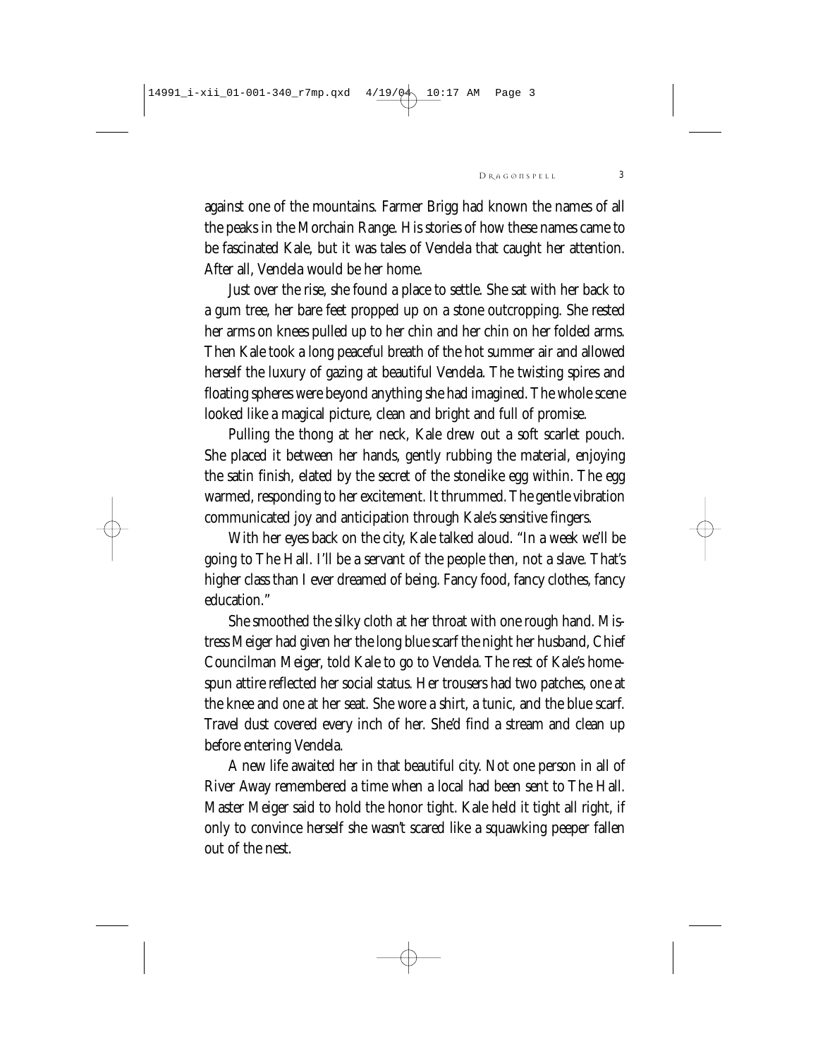against one of the mountains. Farmer Brigg had known the names of all the peaks in the Morchain Range. His stories of how these names came to be fascinated Kale, but it was tales of Vendela that caught her attention. After all, Vendela would be her home.

Just over the rise, she found a place to settle. She sat with her back to a gum tree, her bare feet propped up on a stone outcropping. She rested her arms on knees pulled up to her chin and her chin on her folded arms. Then Kale took a long peaceful breath of the hot summer air and allowed herself the luxury of gazing at beautiful Vendela. The twisting spires and floating spheres were beyond anything she had imagined. The whole scene looked like a magical picture, clean and bright and full of promise.

Pulling the thong at her neck, Kale drew out a soft scarlet pouch. She placed it between her hands, gently rubbing the material, enjoying the satin finish, elated by the secret of the stonelike egg within. The egg warmed, responding to her excitement. It thrummed. The gentle vibration communicated joy and anticipation through Kale's sensitive fingers.

With her eyes back on the city, Kale talked aloud. "In a week we'll be going to The Hall. I'll be a servant of the people then, not a slave. That's higher class than I ever dreamed of being. Fancy food, fancy clothes, fancy education."

She smoothed the silky cloth at her throat with one rough hand. Mistress Meiger had given her the long blue scarf the night her husband, Chief Councilman Meiger, told Kale to go to Vendela. The rest of Kale's homespun attire reflected her social status. Her trousers had two patches, one at the knee and one at her seat. She wore a shirt, a tunic, and the blue scarf. Travel dust covered every inch of her. She'd find a stream and clean up before entering Vendela.

A new life awaited her in that beautiful city. Not one person in all of River Away remembered a time when a local had been sent to The Hall. Master Meiger said to hold the honor tight. Kale held it tight all right, if only to convince herself she wasn't scared like a squawking peeper fallen out of the nest.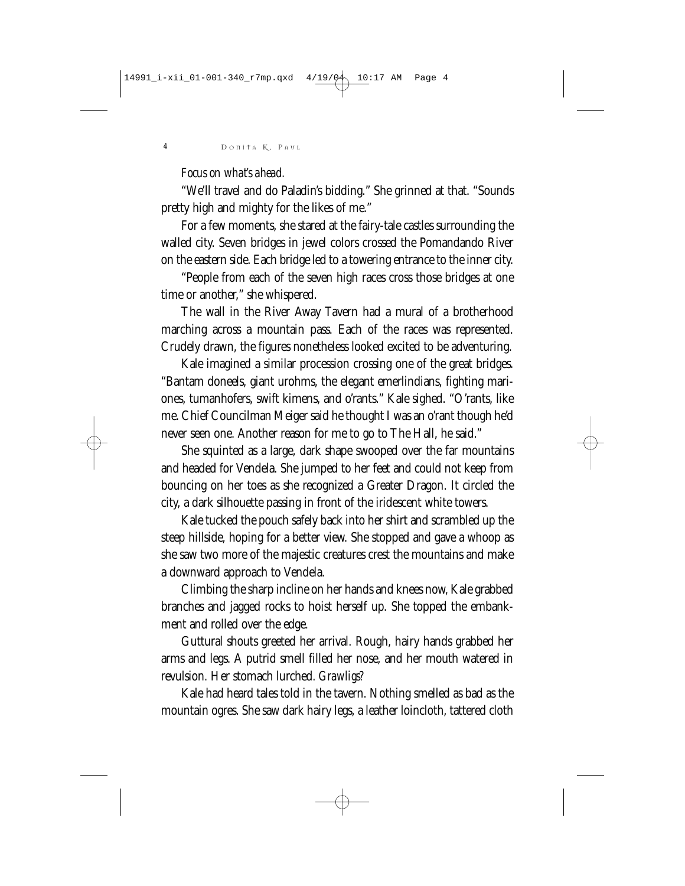*Focus on what's ahead.*

"We'll travel and do Paladin's bidding." She grinned at that. "Sounds pretty high and mighty for the likes of me."

For a few moments, she stared at the fairy-tale castles surrounding the walled city. Seven bridges in jewel colors crossed the Pomandando River on the eastern side. Each bridge led to a towering entrance to the inner city.

"People from each of the seven high races cross those bridges at one time or another," she whispered.

The wall in the River Away Tavern had a mural of a brotherhood marching across a mountain pass. Each of the races was represented. Crudely drawn, the figures nonetheless looked excited to be adventuring.

Kale imagined a similar procession crossing one of the great bridges. "Bantam doneels, giant urohms, the elegant emerlindians, fighting mariones, tumanhofers, swift kimens, and o'rants." Kale sighed. "O'rants, like me. Chief Councilman Meiger said he thought I was an o'rant though he'd never seen one. Another reason for me to go to The Hall, he said."

She squinted as a large, dark shape swooped over the far mountains and headed for Vendela. She jumped to her feet and could not keep from bouncing on her toes as she recognized a Greater Dragon. It circled the city, a dark silhouette passing in front of the iridescent white towers.

Kale tucked the pouch safely back into her shirt and scrambled up the steep hillside, hoping for a better view. She stopped and gave a whoop as she saw two more of the majestic creatures crest the mountains and make a downward approach to Vendela.

Climbing the sharp incline on her hands and knees now, Kale grabbed branches and jagged rocks to hoist herself up. She topped the embankment and rolled over the edge.

Guttural shouts greeted her arrival. Rough, hairy hands grabbed her arms and legs. A putrid smell filled her nose, and her mouth watered in revulsion. Her stomach lurched. *Grawligs?*

Kale had heard tales told in the tavern. Nothing smelled as bad as the mountain ogres. She saw dark hairy legs, a leather loincloth, tattered cloth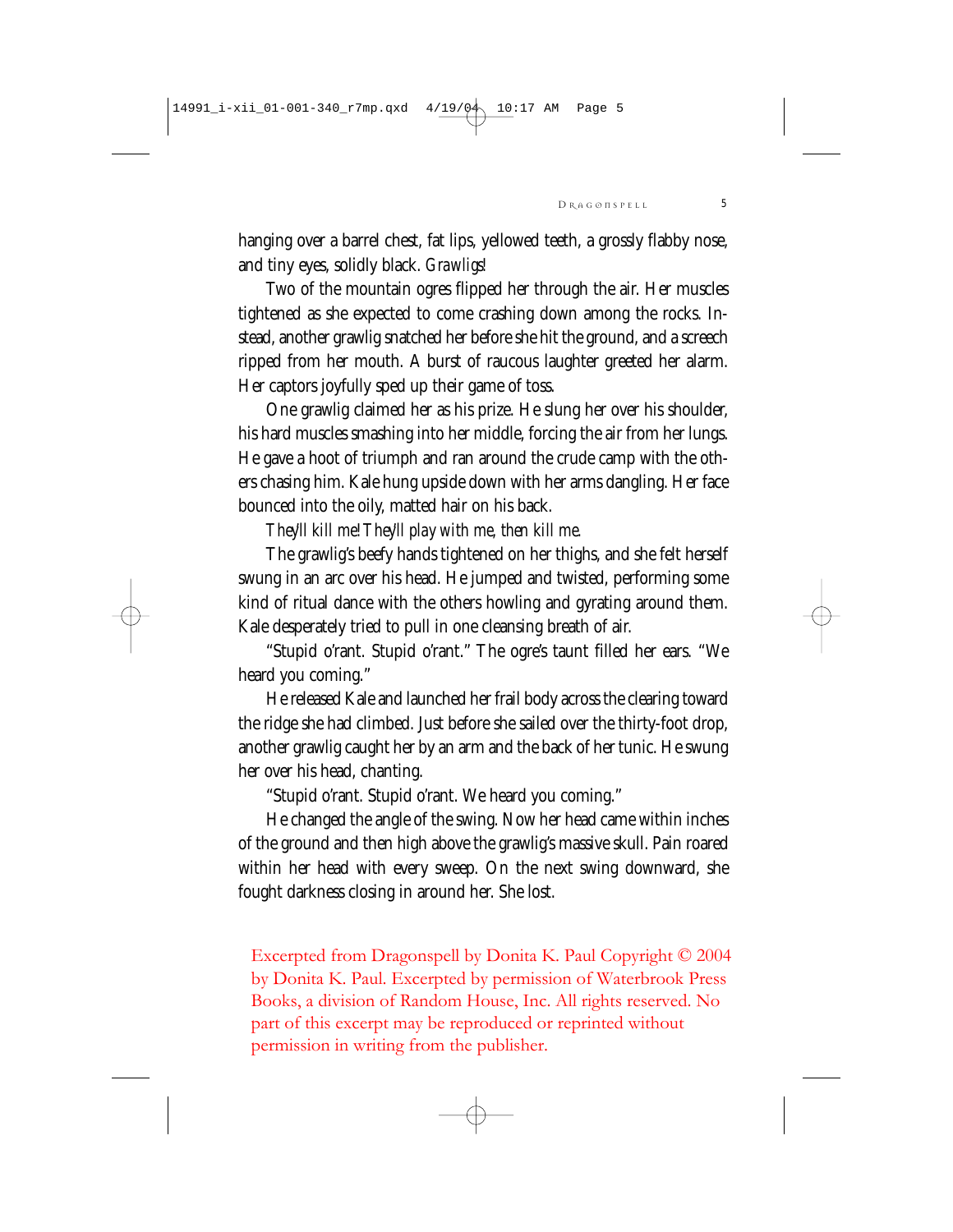hanging over a barrel chest, fat lips, yellowed teeth, a grossly flabby nose, and tiny eyes, solidly black. *Grawligs!*

Two of the mountain ogres flipped her through the air. Her muscles tightened as she expected to come crashing down among the rocks. Instead, another grawlig snatched her before she hit the ground, and a screech ripped from her mouth. A burst of raucous laughter greeted her alarm. Her captors joyfully sped up their game of toss.

One grawlig claimed her as his prize. He slung her over his shoulder, his hard muscles smashing into her middle, forcing the air from her lungs. He gave a hoot of triumph and ran around the crude camp with the others chasing him. Kale hung upside down with her arms dangling. Her face bounced into the oily, matted hair on his back.

*They'll kill me! They'll play with me, then kill me.*

The grawlig's beefy hands tightened on her thighs, and she felt herself swung in an arc over his head. He jumped and twisted, performing some kind of ritual dance with the others howling and gyrating around them. Kale desperately tried to pull in one cleansing breath of air.

"Stupid o'rant. Stupid o'rant." The ogre's taunt filled her ears. "We heard you coming."

He released Kale and launched her frail body across the clearing toward the ridge she had climbed. Just before she sailed over the thirty-foot drop, another grawlig caught her by an arm and the back of her tunic. He swung her over his head, chanting.

"Stupid o'rant. Stupid o'rant. We heard you coming."

He changed the angle of the swing. Now her head came within inches of the ground and then high above the grawlig's massive skull. Pain roared within her head with every sweep. On the next swing downward, she fought darkness closing in around her. She lost.

Excerpted from Dragonspell by Donita K. Paul Copyright © 2004 by Donita K. Paul. Excerpted by permission of Waterbrook Press Books, a division of Random House, Inc. All rights reserved. No part of this excerpt may be reproduced or reprinted without permission in writing from the publisher.